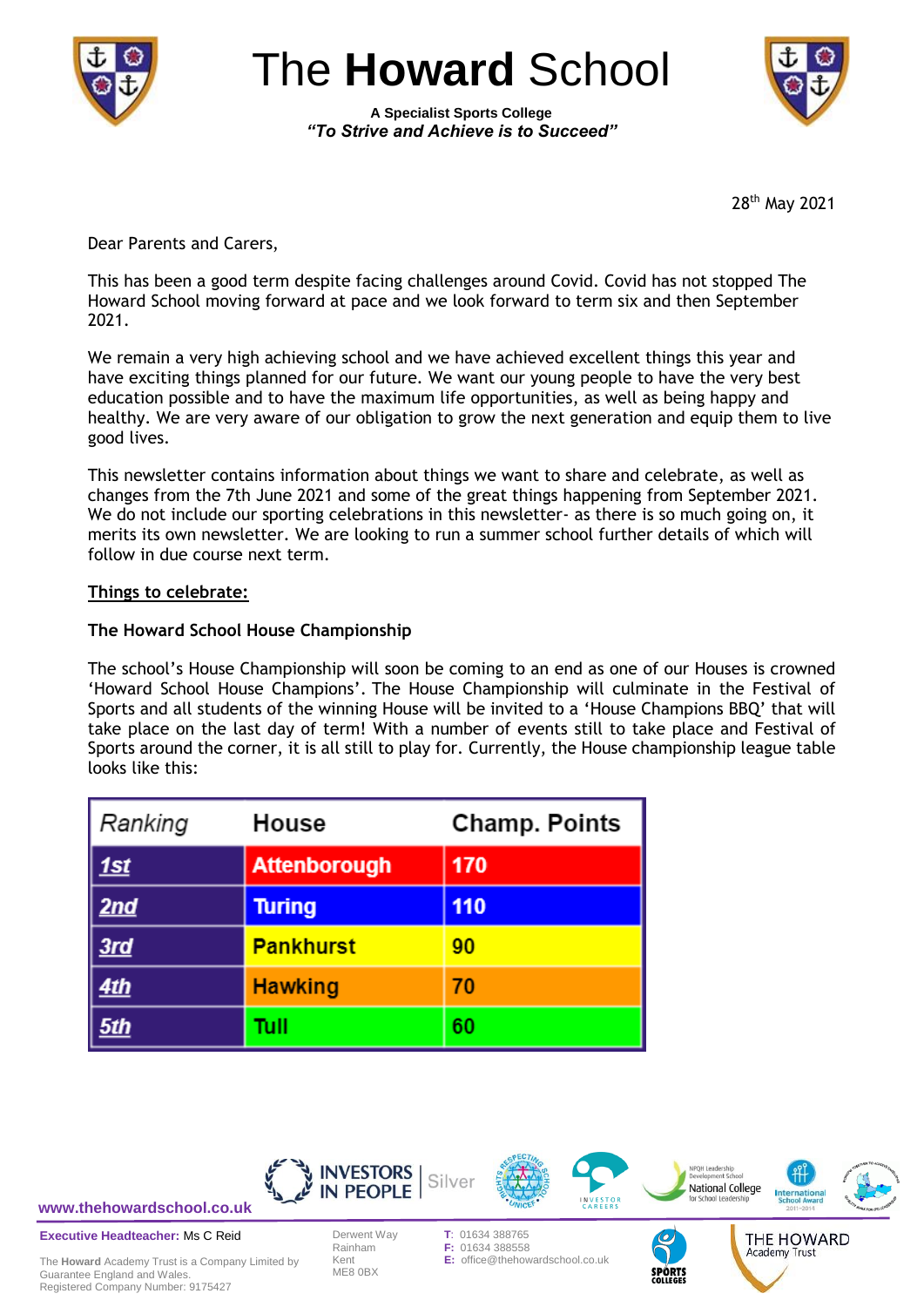# The **Howard** School

**A Specialist Sports College**

***"To Strive and Achieve is to Succeed"***

28th May 2021

Dear Parents and Carers,

This has been a good term despite facing challenges around Covid. Covid has not stopped The Howard School moving forward at pace and we look forward to term six and then September 2021.

We remain a very high achieving school and we have achieved excellent things this year and have exciting things planned for our future. We want our young people to have the very best education possible and to have the maximum life opportunities, as well as being happy and healthy. We are very aware of our obligation to grow the next generation and equip them to live good lives.

This newsletter contains information about things we want to share and celebrate, as well as changes from the 7th June 2021 and some of the great things happening from September 2021. We do not include our sporting celebrations in this newsletter- as there is so much going on, it merits its own newsletter. We are looking to run a summer school further details of which will follow in due course next term.

**Things to celebrate:**

**The Howard School House Championship**

The school's House Championship will soon be coming to an end as one of our Houses is crowned 'Howard School House Champions'. The House Championship will culminate in the Festival of Sports and all students of the winning House will be invited to a 'House Champions BBQ' that will take place on the last day of term! With a number of events still to take place and Festival of Sports around the corner, it is all still to play for. Currently, the House championship league table looks like this:

| Ranking | House | Champ. Points |
|---|---|---|
| 1st | Attenborough | 170 |
| 2nd | Turing | 110 |
| 3rd | Pankhurst | 90 |
| 4th | Hawking | 70 |
| 5th | Tull | 60 |

www.thehowardschool.co.uk

**Executive Headteacher:** Ms C Reid

The **Howard** Academy Trust is a Company Limited by Guarantee England and Wales.
Registered Company Number: 9175427

Derwent Way
Rainham
Kent
ME8 0BX

**T:** 01634 388765
**F:** 01634 388558
**E:** office@thehowardschool.co.uk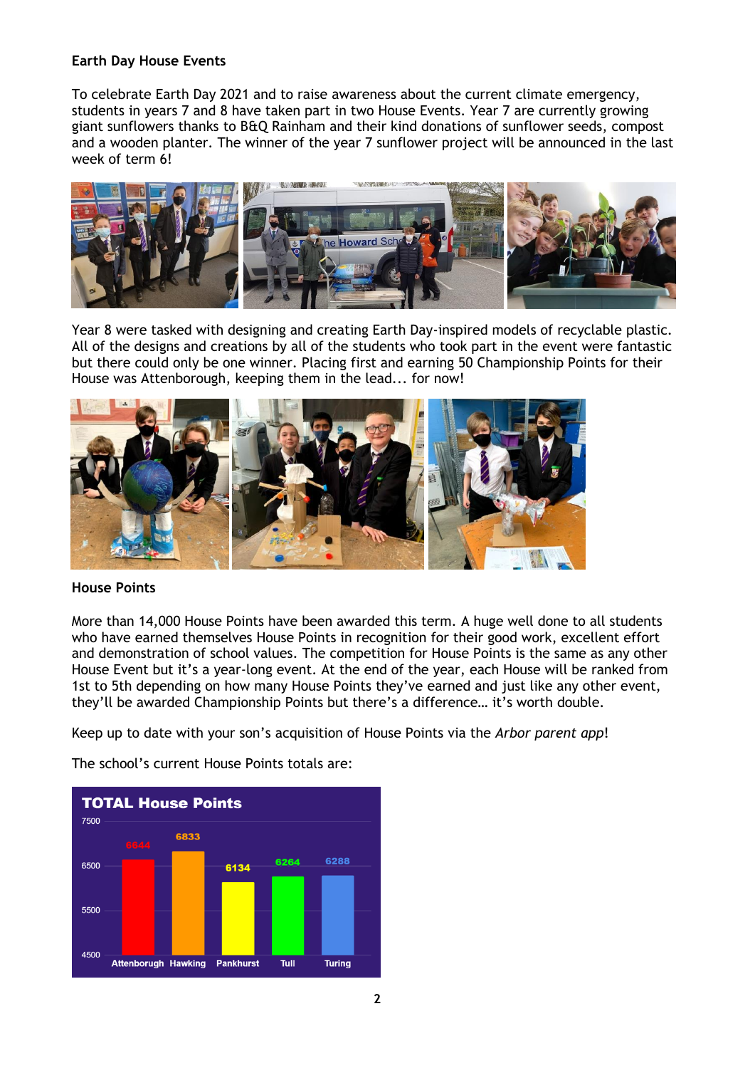**Earth Day House Events**

To celebrate Earth Day 2021 and to raise awareness about the current climate emergency, students in years 7 and 8 have taken part in two House Events. Year 7 are currently growing giant sunflowers thanks to B&Q Rainham and their kind donations of sunflower seeds, compost and a wooden planter. The winner of the year 7 sunflower project will be announced in the last week of term 6!

Year 8 were tasked with designing and creating Earth Day-inspired models of recyclable plastic. All of the designs and creations by all of the students who took part in the event were fantastic but there could only be one winner. Placing first and earning 50 Championship Points for their House was Attenborough, keeping them in the lead... for now!

**House Points**

More than 14,000 House Points have been awarded this term. A huge well done to all students who have earned themselves House Points in recognition for their good work, excellent effort and demonstration of school values. The competition for House Points is the same as any other House Event but it's a year-long event. At the end of the year, each House will be ranked from 1st to 5th depending on how many House Points they've earned and just like any other event, they'll be awarded Championship Points but there's a difference… it's worth double.

Keep up to date with your son's acquisition of House Points via the *Arbor parent app*!

The school's current House Points totals are:

**TOTAL House Points**

| House | Points |
|---|---|
| Attenborugh | 6644 |
| Hawking | 6833 |
| Pankhurst | 6134 |
| Tull | 6264 |
| Turing | 6288 |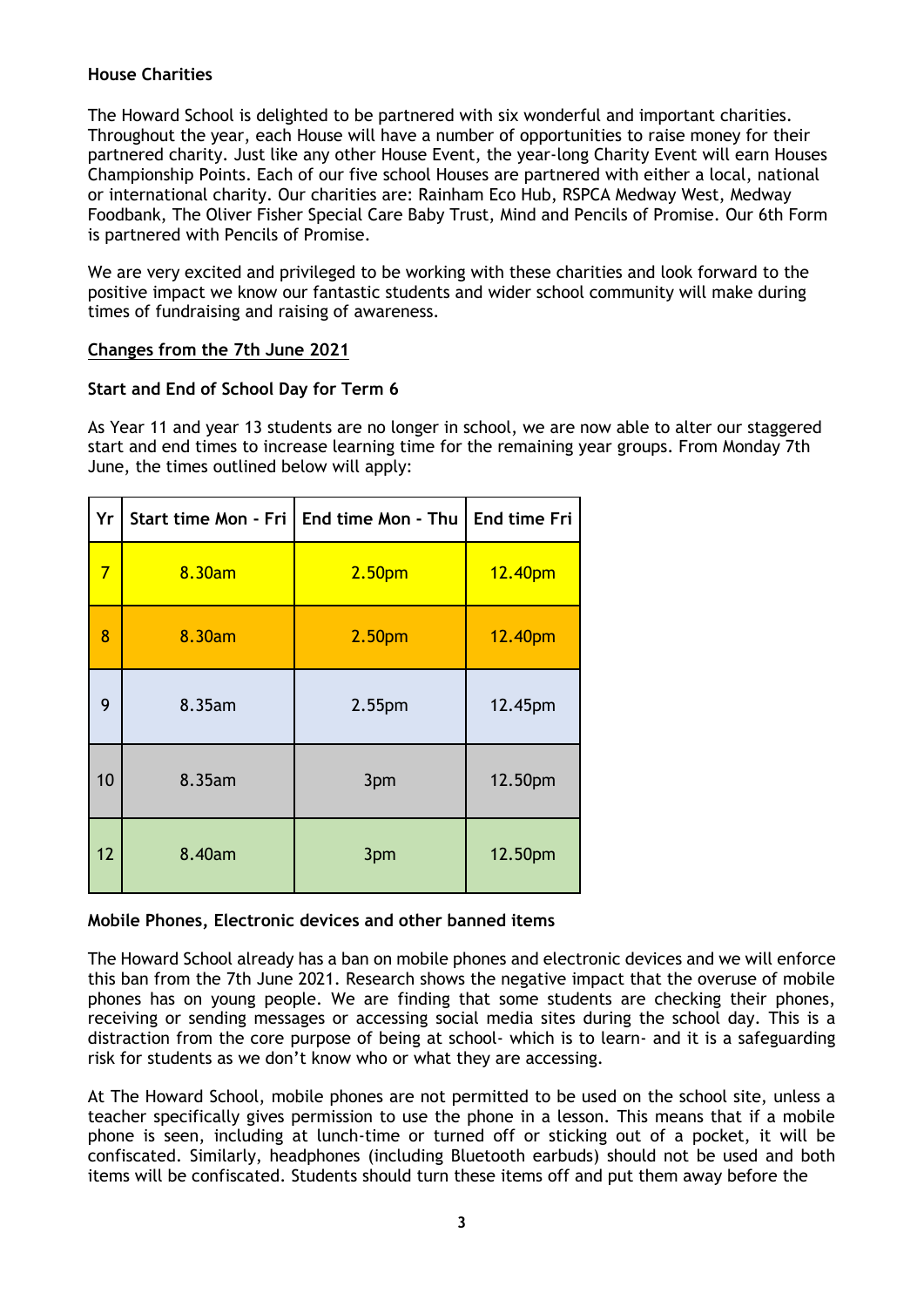**House Charities**

The Howard School is delighted to be partnered with six wonderful and important charities. Throughout the year, each House will have a number of opportunities to raise money for their partnered charity. Just like any other House Event, the year-long Charity Event will earn Houses Championship Points. Each of our five school Houses are partnered with either a local, national or international charity. Our charities are: Rainham Eco Hub, RSPCA Medway West, Medway Foodbank, The Oliver Fisher Special Care Baby Trust, Mind and Pencils of Promise. Our 6th Form is partnered with Pencils of Promise.

We are very excited and privileged to be working with these charities and look forward to the positive impact we know our fantastic students and wider school community will make during times of fundraising and raising of awareness.

## Changes from the 7th June 2021

**Start and End of School Day for Term 6**

As Year 11 and year 13 students are no longer in school, we are now able to alter our staggered start and end times to increase learning time for the remaining year groups. From Monday 7th June, the times outlined below will apply:

| Yr | Start time Mon - Fri | End time Mon - Thu | End time Fri |
|---|---|---|---|
| 7 | 8.30am | 2.50pm | 12.40pm |
| 8 | 8.30am | 2.50pm | 12.40pm |
| 9 | 8.35am | 2.55pm | 12.45pm |
| 10 | 8.35am | 3pm | 12.50pm |
| 12 | 8.40am | 3pm | 12.50pm |

**Mobile Phones, Electronic devices and other banned items**

The Howard School already has a ban on mobile phones and electronic devices and we will enforce this ban from the 7th June 2021. Research shows the negative impact that the overuse of mobile phones has on young people. We are finding that some students are checking their phones, receiving or sending messages or accessing social media sites during the school day. This is a distraction from the core purpose of being at school- which is to learn- and it is a safeguarding risk for students as we don't know who or what they are accessing.

At The Howard School, mobile phones are not permitted to be used on the school site, unless a teacher specifically gives permission to use the phone in a lesson. This means that if a mobile phone is seen, including at lunch-time or turned off or sticking out of a pocket, it will be confiscated. Similarly, headphones (including Bluetooth earbuds) should not be used and both items will be confiscated. Students should turn these items off and put them away before the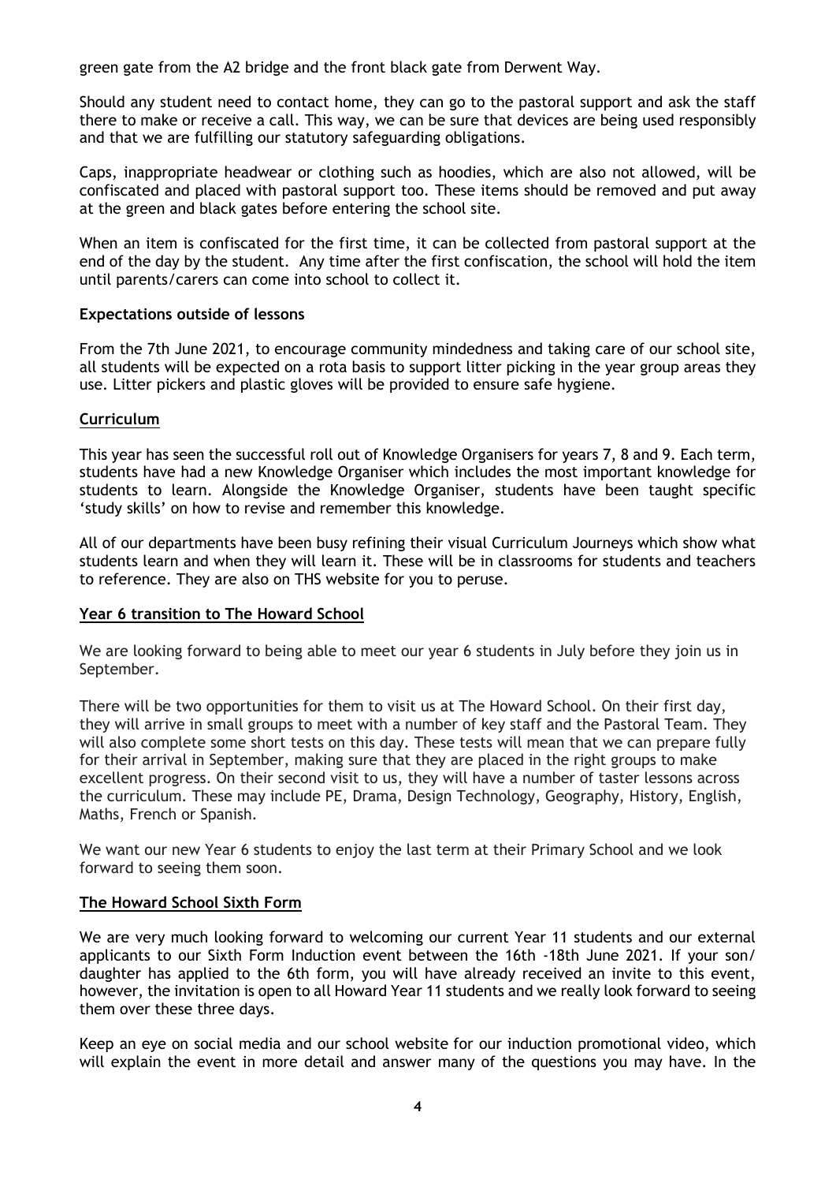green gate from the A2 bridge and the front black gate from Derwent Way.

Should any student need to contact home, they can go to the pastoral support and ask the staff there to make or receive a call. This way, we can be sure that devices are being used responsibly and that we are fulfilling our statutory safeguarding obligations.

Caps, inappropriate headwear or clothing such as hoodies, which are also not allowed, will be confiscated and placed with pastoral support too. These items should be removed and put away at the green and black gates before entering the school site.

When an item is confiscated for the first time, it can be collected from pastoral support at the end of the day by the student. Any time after the first confiscation, the school will hold the item until parents/carers can come into school to collect it.

**Expectations outside of lessons**

From the 7th June 2021, to encourage community mindedness and taking care of our school site, all students will be expected on a rota basis to support litter picking in the year group areas they use. Litter pickers and plastic gloves will be provided to ensure safe hygiene.

## Curriculum

This year has seen the successful roll out of Knowledge Organisers for years 7, 8 and 9. Each term, students have had a new Knowledge Organiser which includes the most important knowledge for students to learn. Alongside the Knowledge Organiser, students have been taught specific 'study skills' on how to revise and remember this knowledge.

All of our departments have been busy refining their visual Curriculum Journeys which show what students learn and when they will learn it. These will be in classrooms for students and teachers to reference. They are also on THS website for you to peruse.

## Year 6 transition to The Howard School

We are looking forward to being able to meet our year 6 students in July before they join us in September.

There will be two opportunities for them to visit us at The Howard School. On their first day, they will arrive in small groups to meet with a number of key staff and the Pastoral Team. They will also complete some short tests on this day. These tests will mean that we can prepare fully for their arrival in September, making sure that they are placed in the right groups to make excellent progress. On their second visit to us, they will have a number of taster lessons across the curriculum. These may include PE, Drama, Design Technology, Geography, History, English, Maths, French or Spanish.

We want our new Year 6 students to enjoy the last term at their Primary School and we look forward to seeing them soon.

## The Howard School Sixth Form

We are very much looking forward to welcoming our current Year 11 students and our external applicants to our Sixth Form Induction event between the 16th -18th June 2021. If your son/ daughter has applied to the 6th form, you will have already received an invite to this event, however, the invitation is open to all Howard Year 11 students and we really look forward to seeing them over these three days.

Keep an eye on social media and our school website for our induction promotional video, which will explain the event in more detail and answer many of the questions you may have. In the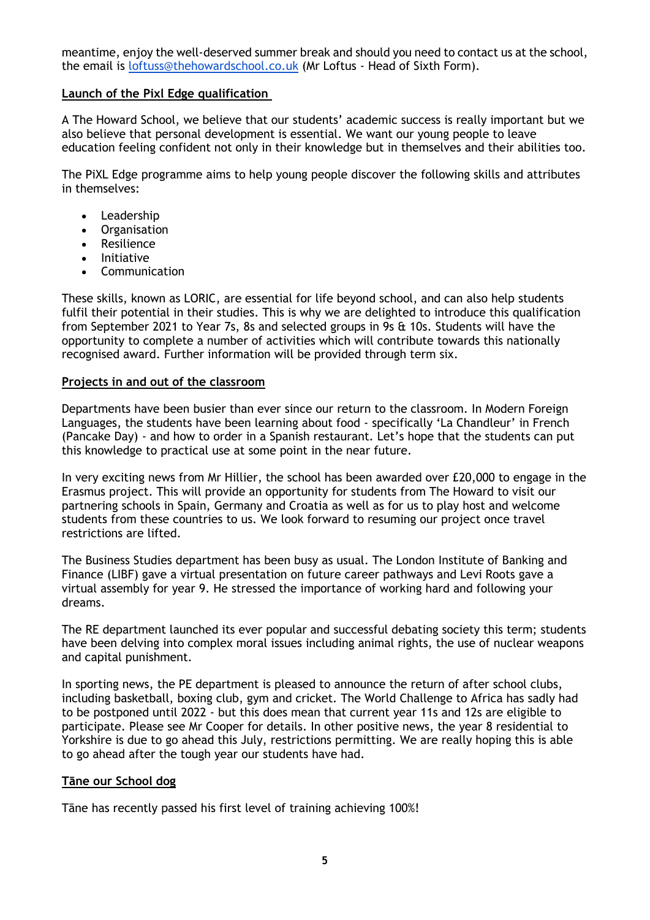meantime, enjoy the well-deserved summer break and should you need to contact us at the school, the email is [loftuss@thehowardschool.co.uk](mailto:loftuss@thehowardschool.co.uk) (Mr Loftus - Head of Sixth Form).

## Launch of the Pixl Edge qualification

A The Howard School, we believe that our students' academic success is really important but we also believe that personal development is essential. We want our young people to leave education feeling confident not only in their knowledge but in themselves and their abilities too.

The PiXL Edge programme aims to help young people discover the following skills and attributes in themselves:

- Leadership
- Organisation
- Resilience
- Initiative
- Communication

These skills, known as LORIC, are essential for life beyond school, and can also help students fulfil their potential in their studies. This is why we are delighted to introduce this qualification from September 2021 to Year 7s, 8s and selected groups in 9s & 10s. Students will have the opportunity to complete a number of activities which will contribute towards this nationally recognised award. Further information will be provided through term six.

## Projects in and out of the classroom

Departments have been busier than ever since our return to the classroom. In Modern Foreign Languages, the students have been learning about food - specifically 'La Chandleur' in French (Pancake Day) - and how to order in a Spanish restaurant. Let's hope that the students can put this knowledge to practical use at some point in the near future.

In very exciting news from Mr Hillier, the school has been awarded over £20,000 to engage in the Erasmus project. This will provide an opportunity for students from The Howard to visit our partnering schools in Spain, Germany and Croatia as well as for us to play host and welcome students from these countries to us. We look forward to resuming our project once travel restrictions are lifted.

The Business Studies department has been busy as usual. The London Institute of Banking and Finance (LIBF) gave a virtual presentation on future career pathways and Levi Roots gave a virtual assembly for year 9. He stressed the importance of working hard and following your dreams.

The RE department launched its ever popular and successful debating society this term; students have been delving into complex moral issues including animal rights, the use of nuclear weapons and capital punishment.

In sporting news, the PE department is pleased to announce the return of after school clubs, including basketball, boxing club, gym and cricket. The World Challenge to Africa has sadly had to be postponed until 2022 - but this does mean that current year 11s and 12s are eligible to participate. Please see Mr Cooper for details. In other positive news, the year 8 residential to Yorkshire is due to go ahead this July, restrictions permitting. We are really hoping this is able to go ahead after the tough year our students have had.

## Tāne our School dog

Tāne has recently passed his first level of training achieving 100%!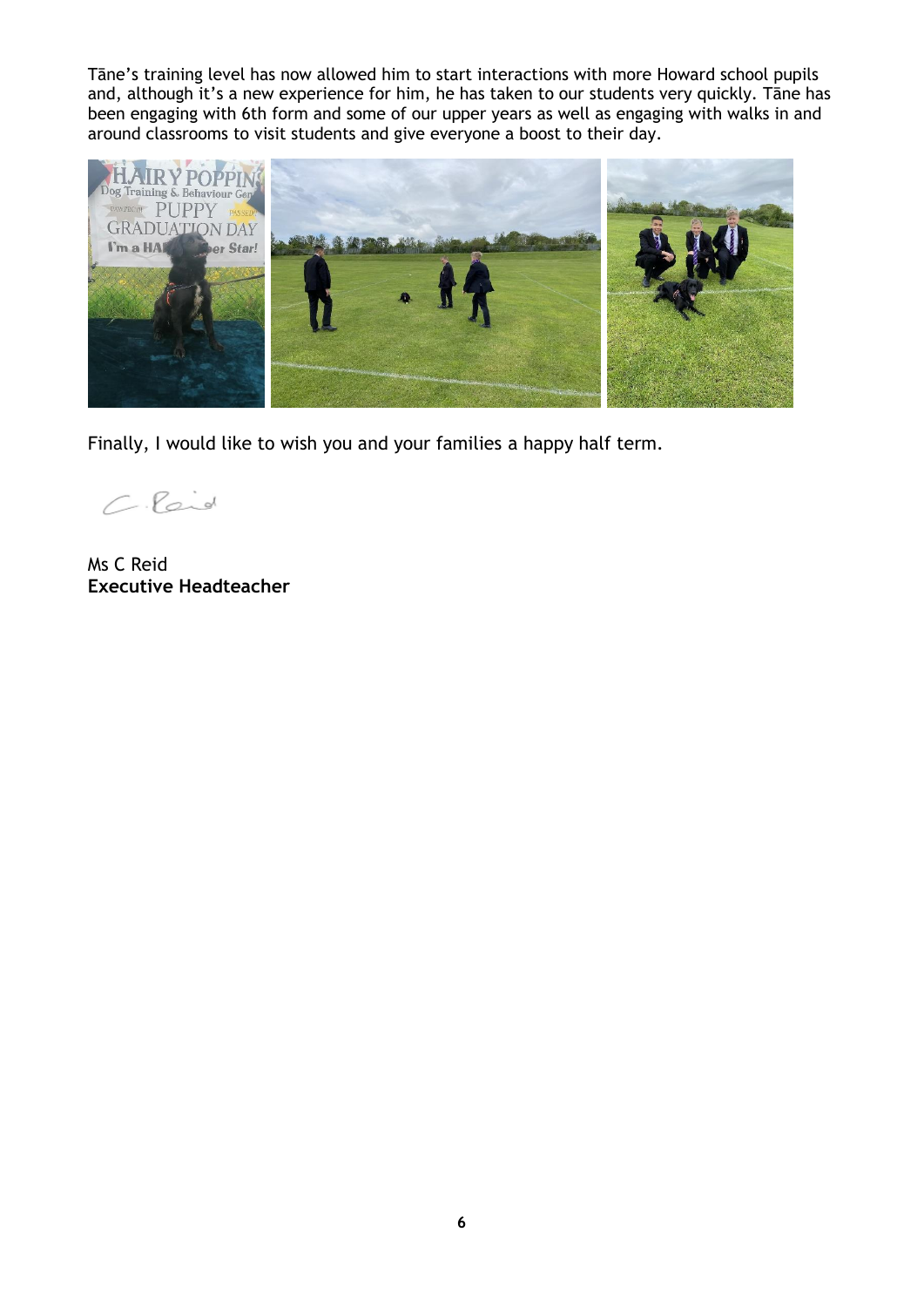Tāne's training level has now allowed him to start interactions with more Howard school pupils and, although it's a new experience for him, he has taken to our students very quickly. Tāne has been engaging with 6th form and some of our upper years as well as engaging with walks in and around classrooms to visit students and give everyone a boost to their day.

Finally, I would like to wish you and your families a happy half term.

C. Reid

Ms C Reid
**Executive Headteacher**